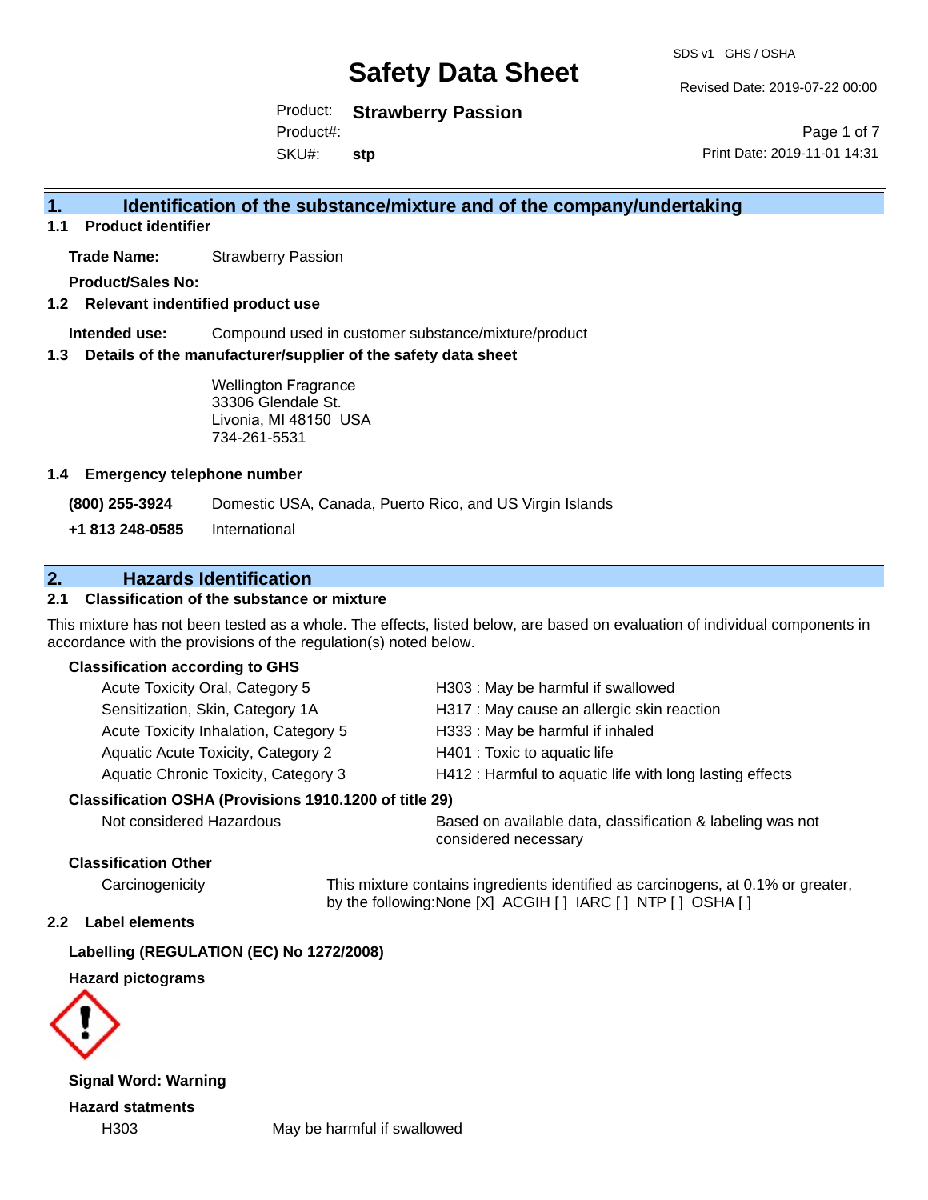# Safety Data Sheet

SDS v1 GHS / OSHA

Revised Date: 2019-07-22 00:00

Product: **Strawberry Passion**
Product#:
SKU#: **stp**

Print Date: 2019-11-01 14:31

## 1. Identification of the substance/mixture and of the company/undertaking

### 1.1 Product identifier

**Trade Name:** Strawberry Passion

**Product/Sales No:**

### 1.2 Relevant indentified product use

**Intended use:** Compound used in customer substance/mixture/product

### 1.3 Details of the manufacturer/supplier of the safety data sheet

Wellington Fragrance
33306 Glendale St.
Livonia, MI 48150 USA
734-261-5531

### 1.4 Emergency telephone number

**(800) 255-3924** Domestic USA, Canada, Puerto Rico, and US Virgin Islands

**+1 813 248-0585** International

## 2. Hazards Identification

### 2.1 Classification of the substance or mixture

This mixture has not been tested as a whole. The effects, listed below, are based on evaluation of individual components in accordance with the provisions of the regulation(s) noted below.

**Classification according to GHS**

| Classification | Hazard Statement |
|---|---|
| Acute Toxicity Oral, Category 5 | H303 : May be harmful if swallowed |
| Sensitization, Skin, Category 1A | H317 : May cause an allergic skin reaction |
| Acute Toxicity Inhalation, Category 5 | H333 : May be harmful if inhaled |
| Aquatic Acute Toxicity, Category 2 | H401 : Toxic to aquatic life |
| Aquatic Chronic Toxicity, Category 3 | H412 : Harmful to aquatic life with long lasting effects |

**Classification OSHA (Provisions 1910.1200 of title 29)**

Not considered Hazardous — Based on available data, classification & labeling was not considered necessary

**Classification Other**

Carcinogenicity — This mixture contains ingredients identified as carcinogens, at 0.1% or greater, by the following:None [X] ACGIH [ ] IARC [ ] NTP [ ] OSHA [ ]

### 2.2 Label elements

**Labelling (REGULATION (EC) No 1272/2008)**

**Hazard pictograms**

**Signal Word: Warning**

**Hazard statments**

H303 May be harmful if swallowed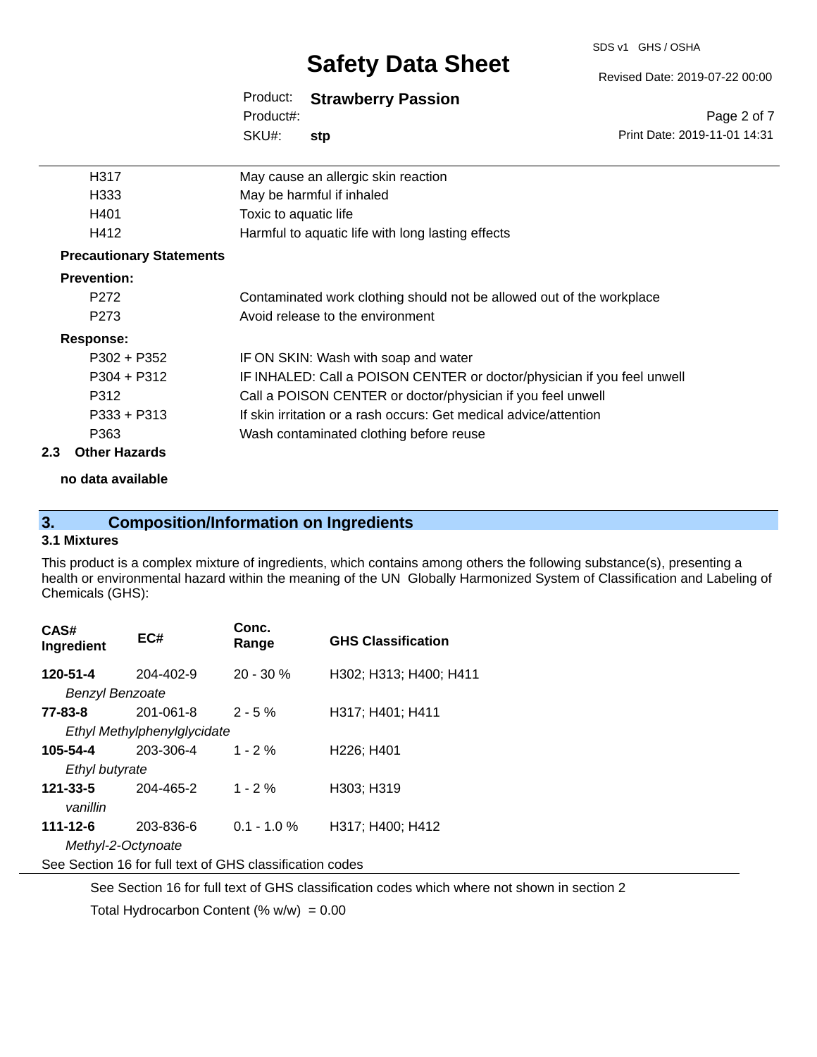| | |
|---|---|
| H317 | May cause an allergic skin reaction |
| H333 | May be harmful if inhaled |
| H401 | Toxic to aquatic life |
| H412 | Harmful to aquatic life with long lasting effects |

**Precautionary Statements**

**Prevention:**

| | |
|---|---|
| P272 | Contaminated work clothing should not be allowed out of the workplace |
| P273 | Avoid release to the environment |

**Response:**

| | |
|---|---|
| P302 + P352 | IF ON SKIN: Wash with soap and water |
| P304 + P312 | IF INHALED: Call a POISON CENTER or doctor/physician if you feel unwell |
| P312 | Call a POISON CENTER or doctor/physician if you feel unwell |
| P333 + P313 | If skin irritation or a rash occurs: Get medical advice/attention |
| P363 | Wash contaminated clothing before reuse |

### 2.3 Other Hazards

**no data available**

## 3. Composition/Information on Ingredients

### 3.1 Mixtures

This product is a complex mixture of ingredients, which contains among others the following substance(s), presenting a health or environmental hazard within the meaning of the UN Globally Harmonized System of Classification and Labeling of Chemicals (GHS):

| CAS# Ingredient | EC# | Conc. Range | GHS Classification |
|---|---|---|---|
| **120-51-4** *Benzyl Benzoate* | 204-402-9 | 20 - 30 % | H302; H313; H400; H411 |
| **77-83-8** *Ethyl Methylphenylglycidate* | 201-061-8 | 2 - 5 % | H317; H401; H411 |
| **105-54-4** *Ethyl butyrate* | 203-306-4 | 1 - 2 % | H226; H401 |
| **121-33-5** *vanillin* | 204-465-2 | 1 - 2 % | H303; H319 |
| **111-12-6** *Methyl-2-Octynoate* | 203-836-6 | 0.1 - 1.0 % | H317; H400; H412 |

See Section 16 for full text of GHS classification codes

See Section 16 for full text of GHS classification codes which where not shown in section 2

Total Hydrocarbon Content (% w/w) = 0.00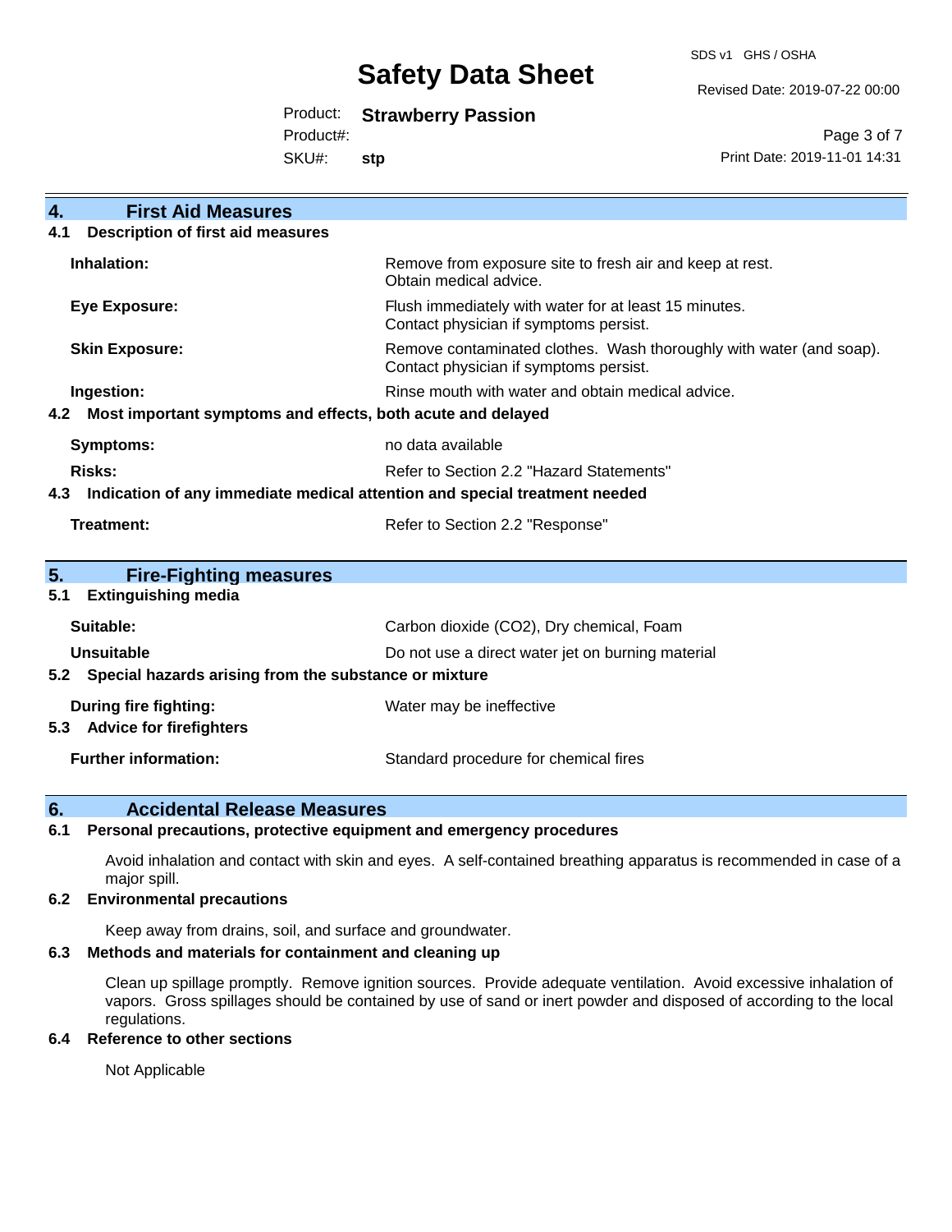## 4. First Aid Measures

### 4.1 Description of first aid measures

| | |
|---|---|
| **Inhalation:** | Remove from exposure site to fresh air and keep at rest. Obtain medical advice. |
| **Eye Exposure:** | Flush immediately with water for at least 15 minutes. Contact physician if symptoms persist. |
| **Skin Exposure:** | Remove contaminated clothes. Wash thoroughly with water (and soap). Contact physician if symptoms persist. |
| **Ingestion:** | Rinse mouth with water and obtain medical advice. |

### 4.2 Most important symptoms and effects, both acute and delayed

| | |
|---|---|
| **Symptoms:** | no data available |
| **Risks:** | Refer to Section 2.2 "Hazard Statements" |

### 4.3 Indication of any immediate medical attention and special treatment needed

| | |
|---|---|
| **Treatment:** | Refer to Section 2.2 "Response" |

## 5. Fire-Fighting measures

### 5.1 Extinguishing media

| | |
|---|---|
| **Suitable:** | Carbon dioxide ($CO_2$), Dry chemical, Foam |
| **Unsuitable** | Do not use a direct water jet on burning material |

### 5.2 Special hazards arising from the substance or mixture

| | |
|---|---|
| **During fire fighting:** | Water may be ineffective |

### 5.3 Advice for firefighters

| | |
|---|---|
| **Further information:** | Standard procedure for chemical fires |

## 6. Accidental Release Measures

### 6.1 Personal precautions, protective equipment and emergency procedures

Avoid inhalation and contact with skin and eyes. A self-contained breathing apparatus is recommended in case of a major spill.

### 6.2 Environmental precautions

Keep away from drains, soil, and surface and groundwater.

### 6.3 Methods and materials for containment and cleaning up

Clean up spillage promptly. Remove ignition sources. Provide adequate ventilation. Avoid excessive inhalation of vapors. Gross spillages should be contained by use of sand or inert powder and disposed of according to the local regulations.

### 6.4 Reference to other sections

Not Applicable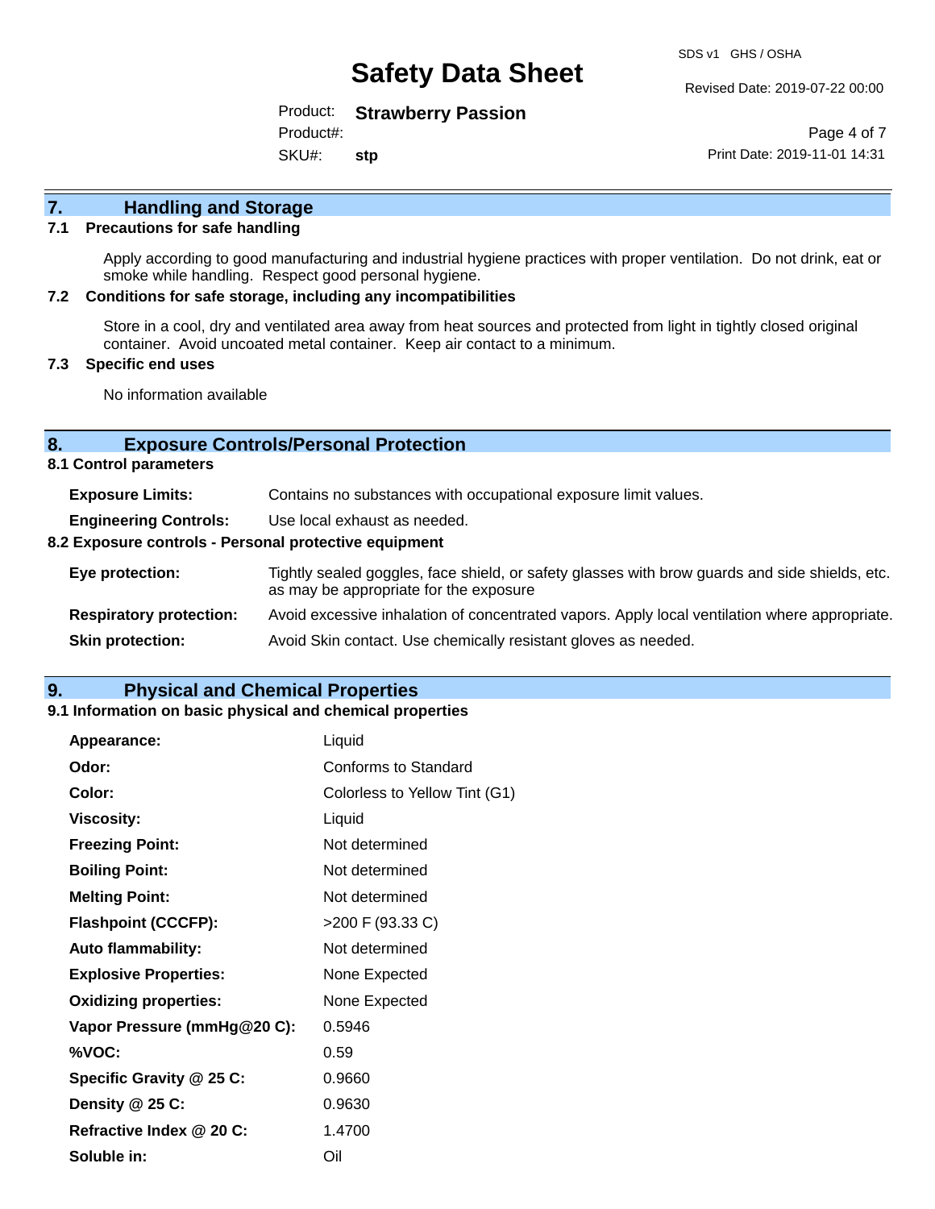## 7. Handling and Storage

### 7.1 Precautions for safe handling

Apply according to good manufacturing and industrial hygiene practices with proper ventilation. Do not drink, eat or smoke while handling. Respect good personal hygiene.

### 7.2 Conditions for safe storage, including any incompatibilities

Store in a cool, dry and ventilated area away from heat sources and protected from light in tightly closed original container. Avoid uncoated metal container. Keep air contact to a minimum.

### 7.3 Specific end uses

No information available

## 8. Exposure Controls/Personal Protection

### 8.1 Control parameters

| | |
|---|---|
| **Exposure Limits:** | Contains no substances with occupational exposure limit values. |
| **Engineering Controls:** | Use local exhaust as needed. |

### 8.2 Exposure controls - Personal protective equipment

| | |
|---|---|
| **Eye protection:** | Tightly sealed goggles, face shield, or safety glasses with brow guards and side shields, etc. as may be appropriate for the exposure |
| **Respiratory protection:** | Avoid excessive inhalation of concentrated vapors. Apply local ventilation where appropriate. |
| **Skin protection:** | Avoid Skin contact. Use chemically resistant gloves as needed. |

## 9. Physical and Chemical Properties

### 9.1 Information on basic physical and chemical properties

| | |
|---|---|
| **Appearance:** | Liquid |
| **Odor:** | Conforms to Standard |
| **Color:** | Colorless to Yellow Tint (G1) |
| **Viscosity:** | Liquid |
| **Freezing Point:** | Not determined |
| **Boiling Point:** | Not determined |
| **Melting Point:** | Not determined |
| **Flashpoint (CCCFP):** | >200 F (93.33 C) |
| **Auto flammability:** | Not determined |
| **Explosive Properties:** | None Expected |
| **Oxidizing properties:** | None Expected |
| **Vapor Pressure (mmHg@20 C):** | 0.5946 |
| **%VOC:** | 0.59 |
| **Specific Gravity @ 25 C:** | 0.9660 |
| **Density @ 25 C:** | 0.9630 |
| **Refractive Index @ 20 C:** | 1.4700 |
| **Soluble in:** | Oil |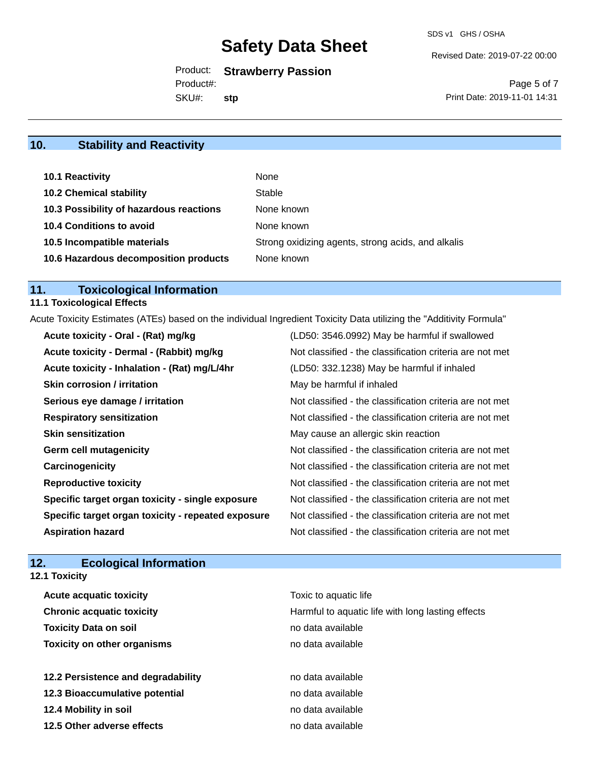## 10. Stability and Reactivity

| | |
|---|---|
| **10.1 Reactivity** | None |
| **10.2 Chemical stability** | Stable |
| **10.3 Possibility of hazardous reactions** | None known |
| **10.4 Conditions to avoid** | None known |
| **10.5 Incompatible materials** | Strong oxidizing agents, strong acids, and alkalis |
| **10.6 Hazardous decomposition products** | None known |

## 11. Toxicological Information

### 11.1 Toxicological Effects

Acute Toxicity Estimates (ATEs) based on the individual Ingredient Toxicity Data utilizing the "Additivity Formula"

| | |
|---|---|
| **Acute toxicity - Oral - (Rat) mg/kg** | (LD50: 3546.0992) May be harmful if swallowed |
| **Acute toxicity - Dermal - (Rabbit) mg/kg** | Not classified - the classification criteria are not met |
| **Acute toxicity - Inhalation - (Rat) mg/L/4hr** | (LD50: 332.1238) May be harmful if inhaled |
| **Skin corrosion / irritation** | May be harmful if inhaled |
| **Serious eye damage / irritation** | Not classified - the classification criteria are not met |
| **Respiratory sensitization** | Not classified - the classification criteria are not met |
| **Skin sensitization** | May cause an allergic skin reaction |
| **Germ cell mutagenicity** | Not classified - the classification criteria are not met |
| **Carcinogenicity** | Not classified - the classification criteria are not met |
| **Reproductive toxicity** | Not classified - the classification criteria are not met |
| **Specific target organ toxicity - single exposure** | Not classified - the classification criteria are not met |
| **Specific target organ toxicity - repeated exposure** | Not classified - the classification criteria are not met |
| **Aspiration hazard** | Not classified - the classification criteria are not met |

## 12. Ecological Information

### 12.1 Toxicity

| | |
|---|---|
| **Acute acquatic toxicity** | Toxic to aquatic life |
| **Chronic acquatic toxicity** | Harmful to aquatic life with long lasting effects |
| **Toxicity Data on soil** | no data available |
| **Toxicity on other organisms** | no data available |

| | |
|---|---|
| **12.2 Persistence and degradability** | no data available |
| **12.3 Bioaccumulative potential** | no data available |
| **12.4 Mobility in soil** | no data available |
| **12.5 Other adverse effects** | no data available |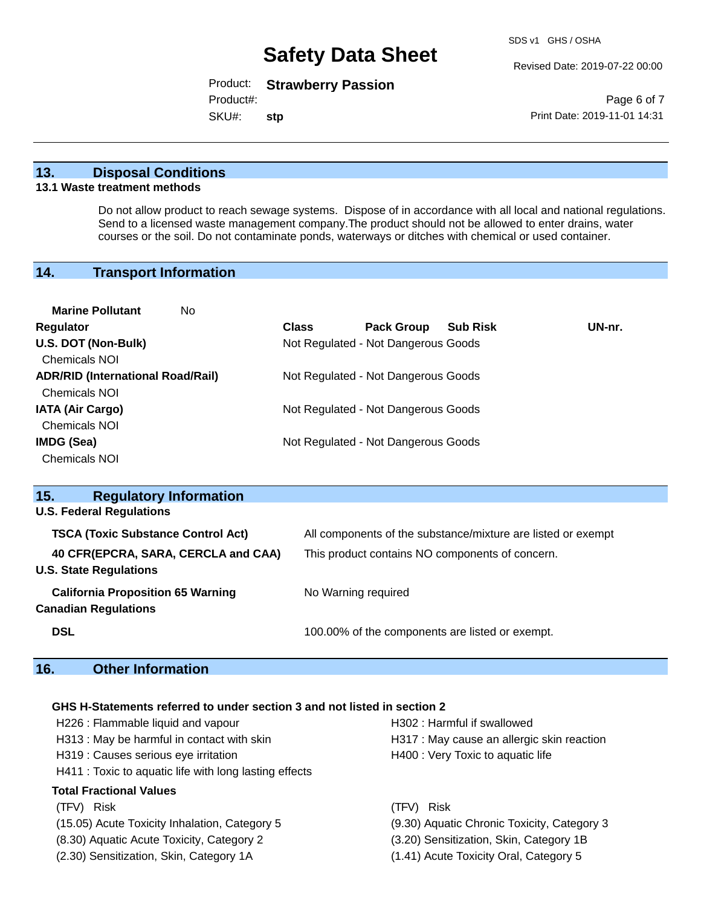## 13. Disposal Conditions

**13.1 Waste treatment methods**

Do not allow product to reach sewage systems. Dispose of in accordance with all local and national regulations. Send to a licensed waste management company.The product should not be allowed to enter drains, water courses or the soil. Do not contaminate ponds, waterways or ditches with chemical or used container.

## 14. Transport Information

**Marine Pollutant** No

| Regulator | Class | Pack Group | Sub Risk | UN-nr. |
|---|---|---|---|---|
| **U.S. DOT (Non-Bulk)** | Not Regulated - Not Dangerous Goods | | | |
| Chemicals NOI | | | | |
| **ADR/RID (International Road/Rail)** | Not Regulated - Not Dangerous Goods | | | |
| Chemicals NOI | | | | |
| **IATA (Air Cargo)** | Not Regulated - Not Dangerous Goods | | | |
| Chemicals NOI | | | | |
| **IMDG (Sea)** | Not Regulated - Not Dangerous Goods | | | |
| Chemicals NOI | | | | |

## 15. Regulatory Information

**U.S. Federal Regulations**

| | |
|---|---|
| **TSCA (Toxic Substance Control Act)** | All components of the substance/mixture are listed or exempt |
| **40 CFR(EPCRA, SARA, CERCLA and CAA)** | This product contains NO components of concern. |

**U.S. State Regulations**

| | |
|---|---|
| **California Proposition 65 Warning** | No Warning required |

**Canadian Regulations**

| | |
|---|---|
| **DSL** | 100.00% of the components are listed or exempt. |

## 16. Other Information

**GHS H-Statements referred to under section 3 and not listed in section 2**

H226 : Flammable liquid and vapour
H302 : Harmful if swallowed
H313 : May be harmful in contact with skin
H317 : May cause an allergic skin reaction
H319 : Causes serious eye irritation
H400 : Very Toxic to aquatic life
H411 : Toxic to aquatic life with long lasting effects

**Total Fractional Values**

| (TFV) Risk | (TFV) Risk |
|---|---|
| (15.05) Acute Toxicity Inhalation, Category 5 | (9.30) Aquatic Chronic Toxicity, Category 3 |
| (8.30) Aquatic Acute Toxicity, Category 2 | (3.20) Sensitization, Skin, Category 1B |
| (2.30) Sensitization, Skin, Category 1A | (1.41) Acute Toxicity Oral, Category 5 |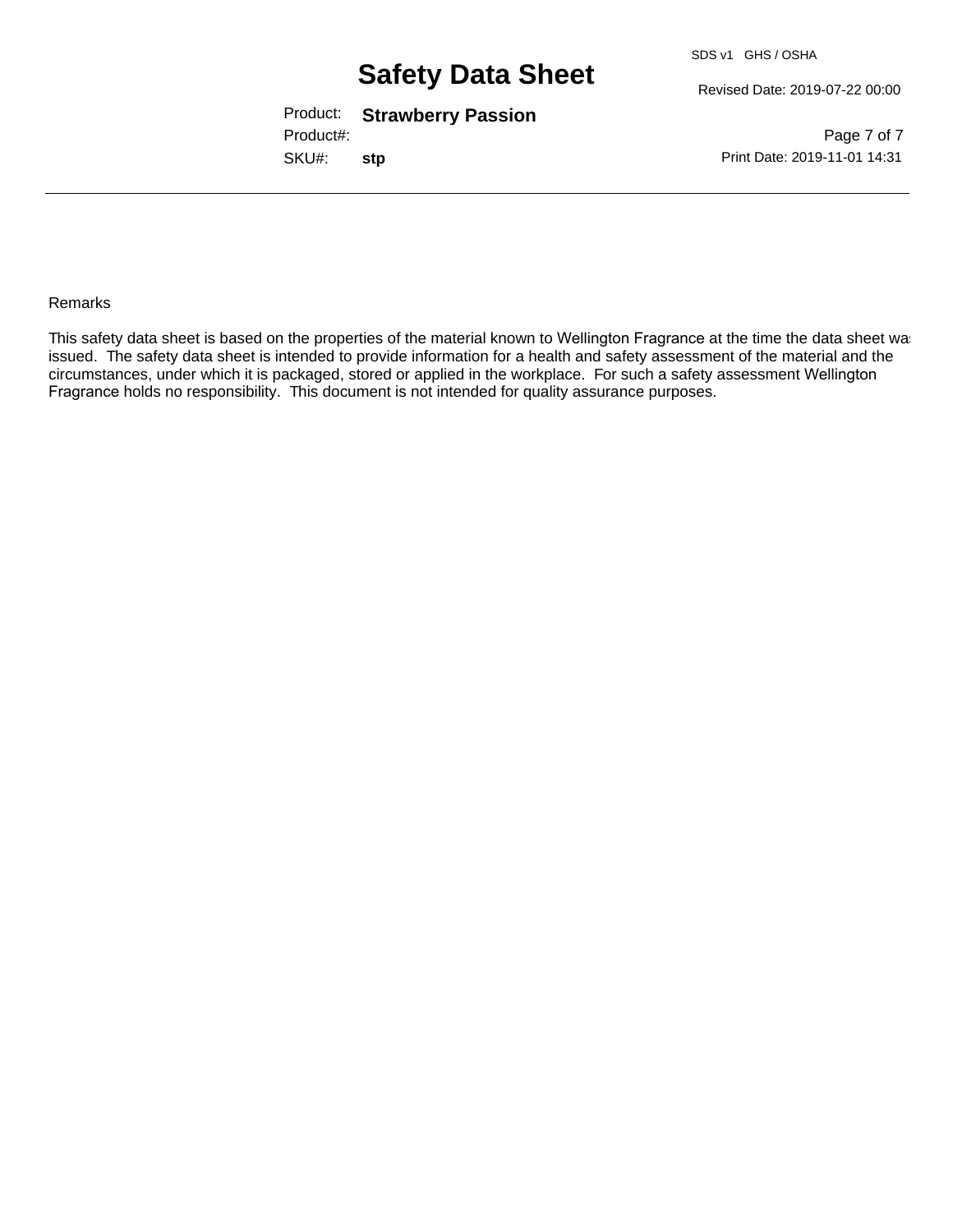Remarks

This safety data sheet is based on the properties of the material known to Wellington Fragrance at the time the data sheet was issued. The safety data sheet is intended to provide information for a health and safety assessment of the material and the circumstances, under which it is packaged, stored or applied in the workplace. For such a safety assessment Wellington Fragrance holds no responsibility. This document is not intended for quality assurance purposes.